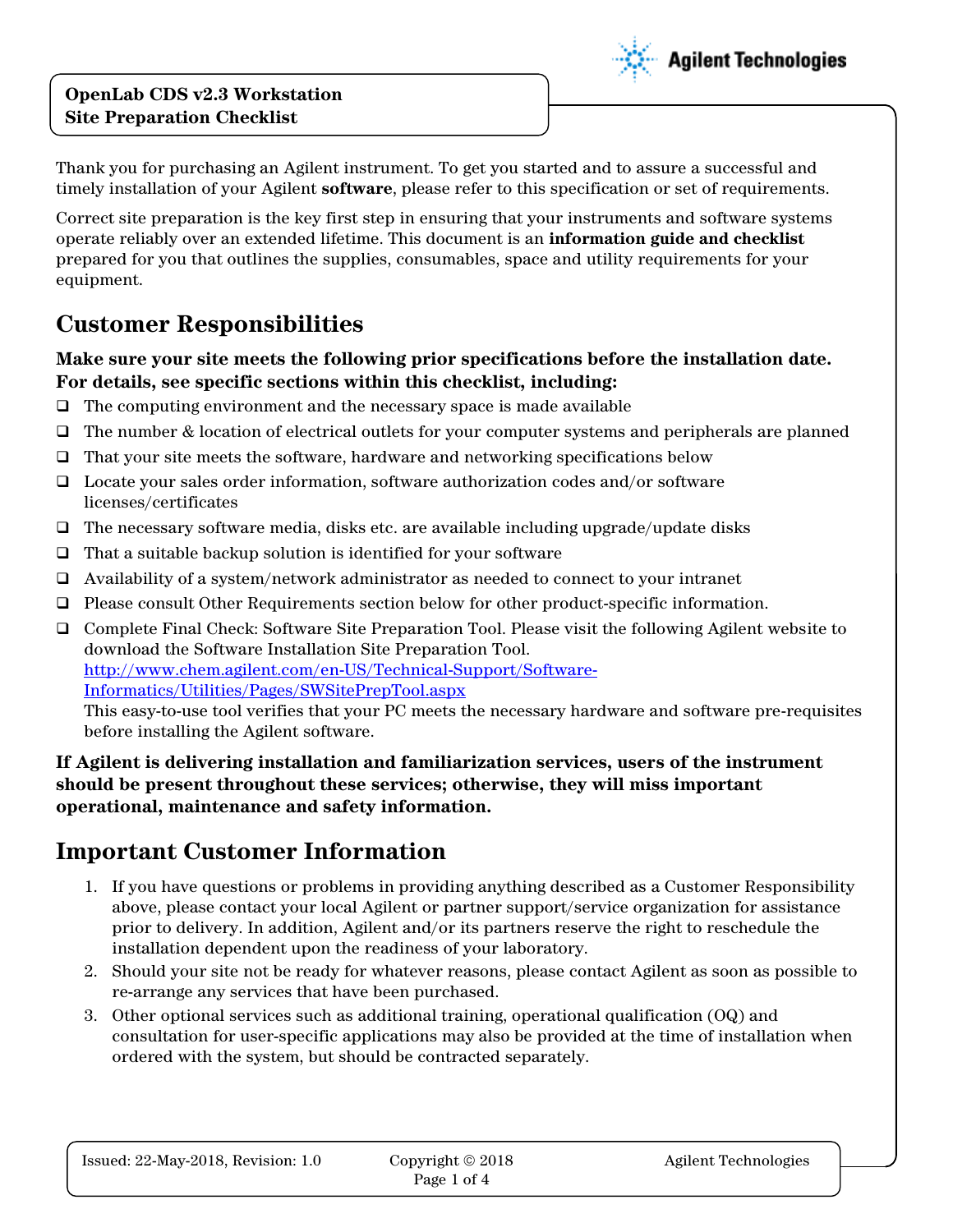**OpenLab CDS v2.3 Workstation**
**Site Preparation Checklist**

Thank you for purchasing an Agilent instrument. To get you started and to assure a successful and timely installation of your Agilent **software**, please refer to this specification or set of requirements.

Correct site preparation is the key first step in ensuring that your instruments and software systems operate reliably over an extended lifetime. This document is an **information guide and checklist** prepared for you that outlines the supplies, consumables, space and utility requirements for your equipment.

## Customer Responsibilities

**Make sure your site meets the following prior specifications before the installation date. For details, see specific sections within this checklist, including:**

- ☐ The computing environment and the necessary space is made available
- ☐ The number & location of electrical outlets for your computer systems and peripherals are planned
- ☐ That your site meets the software, hardware and networking specifications below
- ☐ Locate your sales order information, software authorization codes and/or software licenses/certificates
- ☐ The necessary software media, disks etc. are available including upgrade/update disks
- ☐ That a suitable backup solution is identified for your software
- ☐ Availability of a system/network administrator as needed to connect to your intranet
- ☐ Please consult Other Requirements section below for other product-specific information.
- ☐ Complete Final Check: Software Site Preparation Tool. Please visit the following Agilent website to download the Software Installation Site Preparation Tool.
  [http://www.chem.agilent.com/en-US/Technical-Support/Software-Informatics/Utilities/Pages/SWSitePrepTool.aspx](http://www.chem.agilent.com/en-US/Technical-Support/Software-Informatics/Utilities/Pages/SWSitePrepTool.aspx)
  This easy-to-use tool verifies that your PC meets the necessary hardware and software pre-requisites before installing the Agilent software.

**If Agilent is delivering installation and familiarization services, users of the instrument should be present throughout these services; otherwise, they will miss important operational, maintenance and safety information.**

## Important Customer Information

1. If you have questions or problems in providing anything described as a Customer Responsibility above, please contact your local Agilent or partner support/service organization for assistance prior to delivery. In addition, Agilent and/or its partners reserve the right to reschedule the installation dependent upon the readiness of your laboratory.
2. Should your site not be ready for whatever reasons, please contact Agilent as soon as possible to re-arrange any services that have been purchased.
3. Other optional services such as additional training, operational qualification (OQ) and consultation for user-specific applications may also be provided at the time of installation when ordered with the system, but should be contracted separately.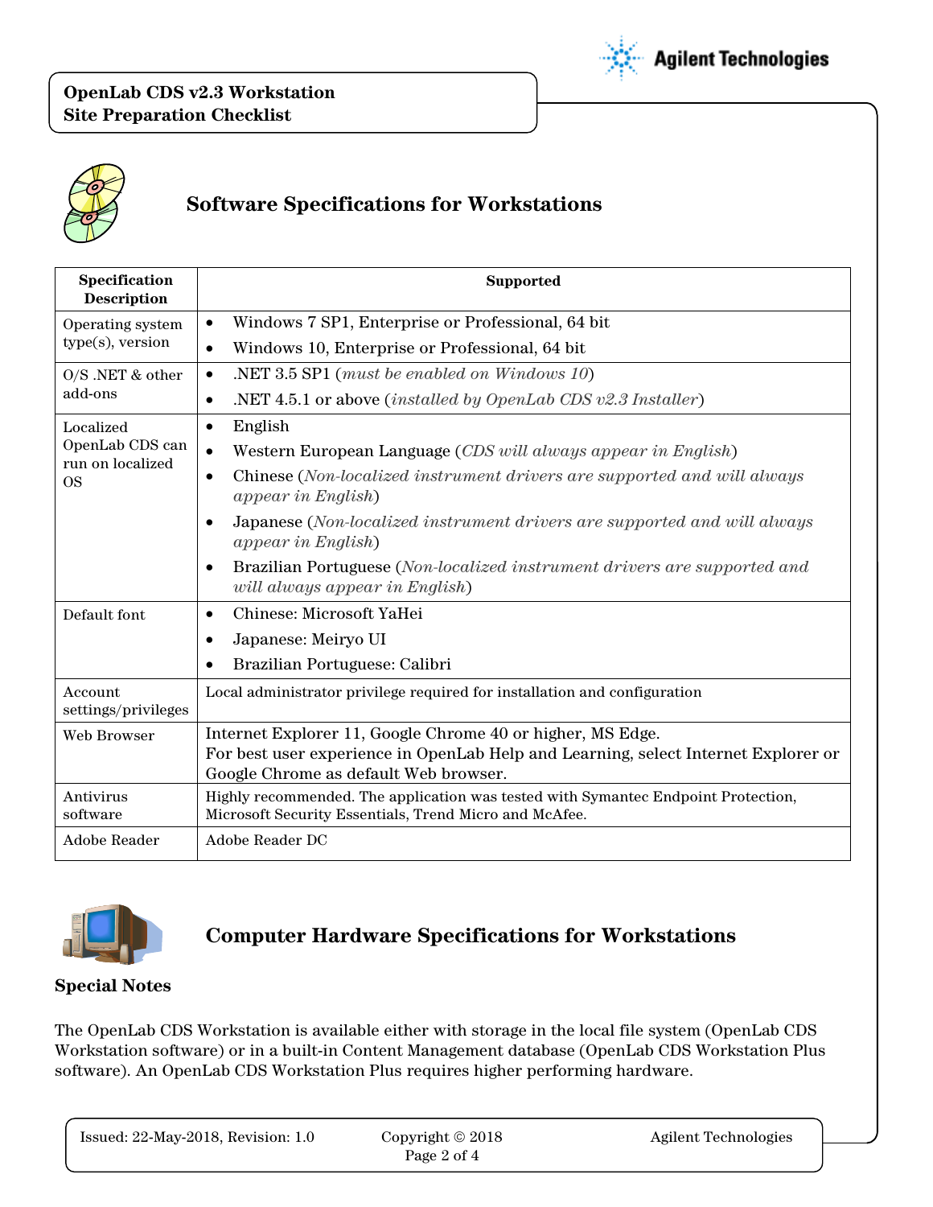## Software Specifications for Workstations

| Specification Description | Supported |
|---|---|
| Operating system type(s), version | • Windows 7 SP1, Enterprise or Professional, 64 bit<br>• Windows 10, Enterprise or Professional, 64 bit |
| O/S .NET & other add-ons | • .NET 3.5 SP1 (*must be enabled on Windows 10*)<br>• .NET 4.5.1 or above (*installed by OpenLab CDS v2.3 Installer*) |
| Localized OpenLab CDS can run on localized OS | • English<br>• Western European Language (*CDS will always appear in English*)<br>• Chinese (*Non-localized instrument drivers are supported and will always appear in English*)<br>• Japanese (*Non-localized instrument drivers are supported and will always appear in English*)<br>• Brazilian Portuguese (*Non-localized instrument drivers are supported and will always appear in English*) |
| Default font | • Chinese: Microsoft YaHei<br>• Japanese: Meiryo UI<br>• Brazilian Portuguese: Calibri |
| Account settings/privileges | Local administrator privilege required for installation and configuration |
| Web Browser | Internet Explorer 11, Google Chrome 40 or higher, MS Edge.<br>For best user experience in OpenLab Help and Learning, select Internet Explorer or Google Chrome as default Web browser. |
| Antivirus software | Highly recommended. The application was tested with Symantec Endpoint Protection, Microsoft Security Essentials, Trend Micro and McAfee. |
| Adobe Reader | Adobe Reader DC |

## Computer Hardware Specifications for Workstations

### Special Notes

The OpenLab CDS Workstation is available either with storage in the local file system (OpenLab CDS Workstation software) or in a built-in Content Management database (OpenLab CDS Workstation Plus software). An OpenLab CDS Workstation Plus requires higher performing hardware.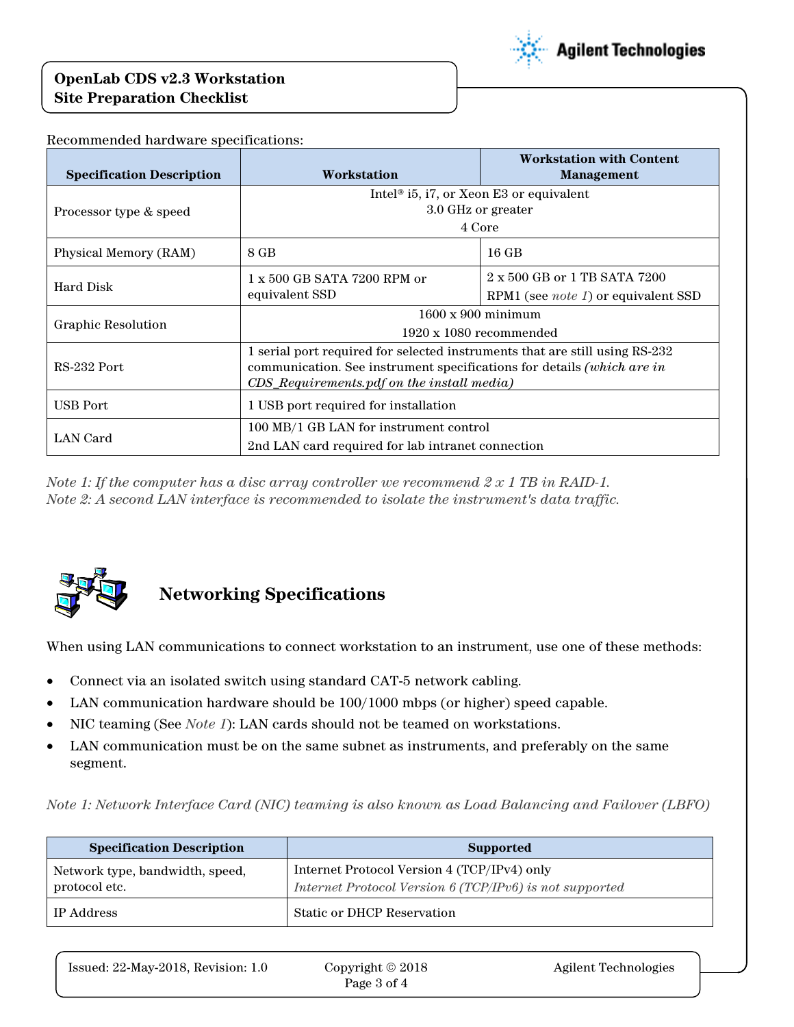Recommended hardware specifications:

| Specification Description | Workstation | Workstation with Content Management |
|---|---|---|
| Processor type & speed | Intel® i5, i7, or Xeon E3 or equivalent<br>3.0 GHz or greater<br>4 Core | |
| Physical Memory (RAM) | 8 GB | 16 GB |
| Hard Disk | 1 x 500 GB SATA 7200 RPM or equivalent SSD | 2 x 500 GB or 1 TB SATA 7200 RPM1 (see *note 1*) or equivalent SSD |
| Graphic Resolution | 1600 x 900 minimum<br>1920 x 1080 recommended | |
| RS-232 Port | 1 serial port required for selected instruments that are still using RS-232 communication. See instrument specifications for details *(which are in CDS_Requirements.pdf on the install media)* | |
| USB Port | 1 USB port required for installation | |
| LAN Card | 100 MB/1 GB LAN for instrument control<br>2nd LAN card required for lab intranet connection | |

*Note 1: If the computer has a disc array controller we recommend 2 x 1 TB in RAID-1.*
*Note 2: A second LAN interface is recommended to isolate the instrument's data traffic.*

## Networking Specifications

When using LAN communications to connect workstation to an instrument, use one of these methods:

- Connect via an isolated switch using standard CAT-5 network cabling.
- LAN communication hardware should be 100/1000 mbps (or higher) speed capable.
- NIC teaming (See *Note 1*): LAN cards should not be teamed on workstations.
- LAN communication must be on the same subnet as instruments, and preferably on the same segment.

*Note 1: Network Interface Card (NIC) teaming is also known as Load Balancing and Failover (LBFO)*

| Specification Description | Supported |
|---|---|
| Network type, bandwidth, speed, protocol etc. | Internet Protocol Version 4 (TCP/IPv4) only<br>*Internet Protocol Version 6 (TCP/IPv6) is not supported* |
| IP Address | Static or DHCP Reservation |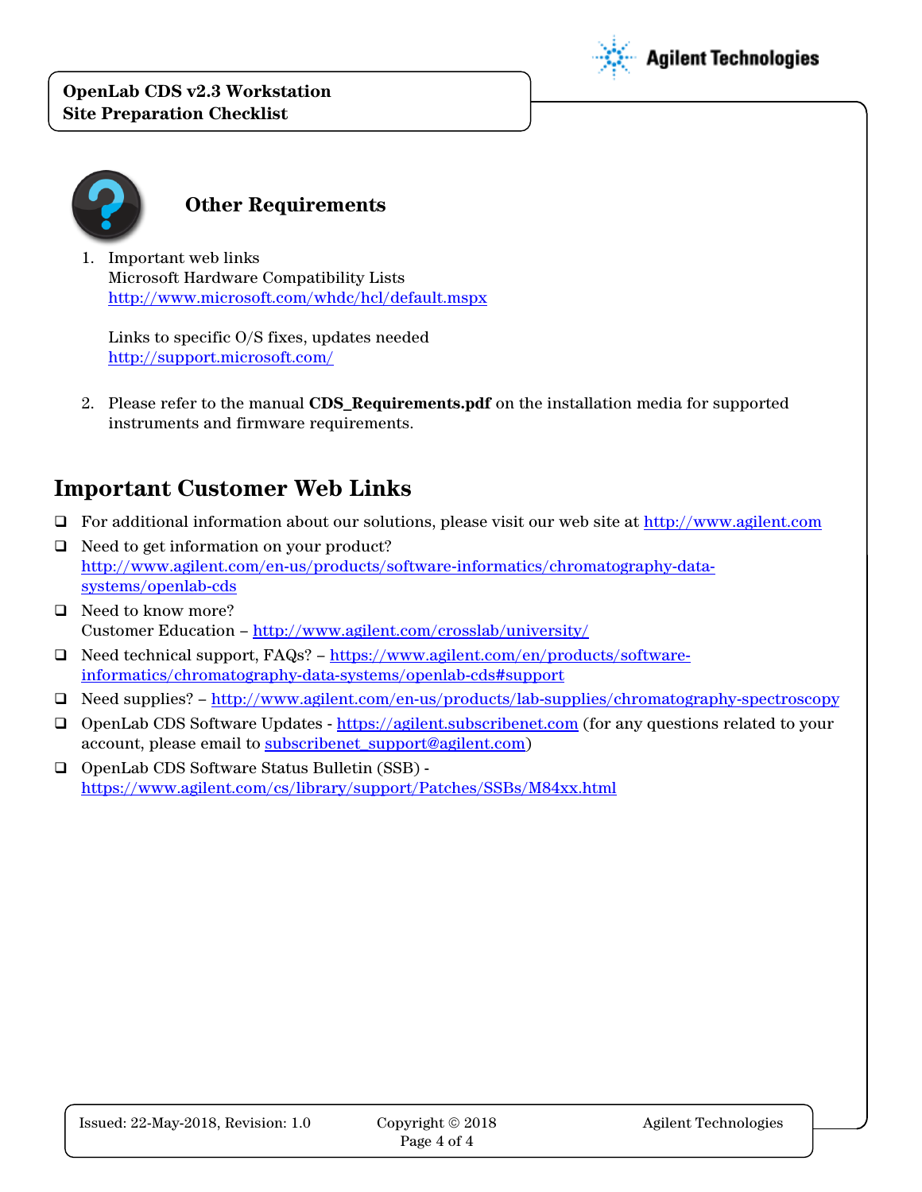## Other Requirements

1. Important web links
   Microsoft Hardware Compatibility Lists
   http://www.microsoft.com/whdc/hcl/default.mspx

   Links to specific O/S fixes, updates needed
   http://support.microsoft.com/

2. Please refer to the manual **CDS_Requirements.pdf** on the installation media for supported instruments and firmware requirements.

# Important Customer Web Links

- ❑ For additional information about our solutions, please visit our web site at http://www.agilent.com
- ❑ Need to get information on your product?
  http://www.agilent.com/en-us/products/software-informatics/chromatography-data-systems/openlab-cds
- ❑ Need to know more?
  Customer Education – http://www.agilent.com/crosslab/university/
- ❑ Need technical support, FAQs? – https://www.agilent.com/en/products/software-informatics/chromatography-data-systems/openlab-cds#support
- ❑ Need supplies? – http://www.agilent.com/en-us/products/lab-supplies/chromatography-spectroscopy
- ❑ OpenLab CDS Software Updates - https://agilent.subscribenet.com (for any questions related to your account, please email to subscribenet_support@agilent.com)
- ❑ OpenLab CDS Software Status Bulletin (SSB) -
  https://www.agilent.com/cs/library/support/Patches/SSBs/M84xx.html